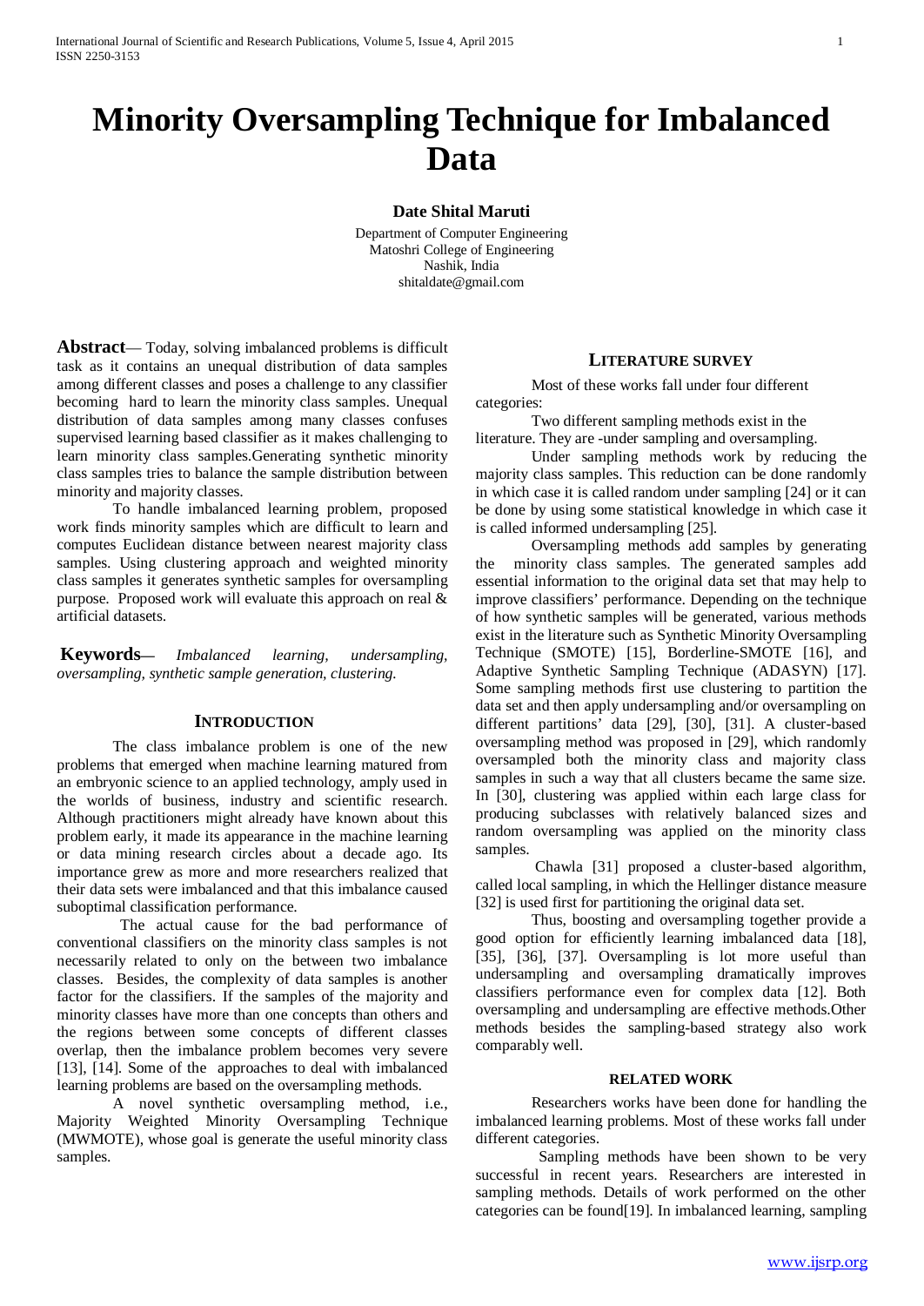# Minority Oversampling Technique for Imbalanced Data

**Date Shital Maruti**

Department of Computer Engineering
Matoshri College of Engineering
Nashik, India
shitaldate@gmail.com

**Abstract**— Today, solving imbalanced problems is difficult task as it contains an unequal distribution of data samples among different classes and poses a challenge to any classifier becoming hard to learn the minority class samples. Unequal distribution of data samples among many classes confuses supervised learning based classifier as it makes challenging to learn minority class samples.Generating synthetic minority class samples tries to balance the sample distribution between minority and majority classes.

To handle imbalanced learning problem, proposed work finds minority samples which are difficult to learn and computes Euclidean distance between nearest majority class samples. Using clustering approach and weighted minority class samples it generates synthetic samples for oversampling purpose. Proposed work will evaluate this approach on real & artificial datasets.

**Keywords—** *Imbalanced learning, undersampling, oversampling, synthetic sample generation, clustering.*

## INTRODUCTION

The class imbalance problem is one of the new problems that emerged when machine learning matured from an embryonic science to an applied technology, amply used in the worlds of business, industry and scientific research. Although practitioners might already have known about this problem early, it made its appearance in the machine learning or data mining research circles about a decade ago. Its importance grew as more and more researchers realized that their data sets were imbalanced and that this imbalance caused suboptimal classification performance.

The actual cause for the bad performance of conventional classifiers on the minority class samples is not necessarily related to only on the between two imbalance classes. Besides, the complexity of data samples is another factor for the classifiers. If the samples of the majority and minority classes have more than one concepts than others and the regions between some concepts of different classes overlap, then the imbalance problem becomes very severe [13], [14]. Some of the approaches to deal with imbalanced learning problems are based on the oversampling methods.

A novel synthetic oversampling method, i.e., Majority Weighted Minority Oversampling Technique (MWMOTE), whose goal is generate the useful minority class samples.

## LITERATURE SURVEY

Most of these works fall under four different categories:

Two different sampling methods exist in the literature. They are -under sampling and oversampling.

Under sampling methods work by reducing the majority class samples. This reduction can be done randomly in which case it is called random under sampling [24] or it can be done by using some statistical knowledge in which case it is called informed undersampling [25].

Oversampling methods add samples by generating the minority class samples. The generated samples add essential information to the original data set that may help to improve classifiers' performance. Depending on the technique of how synthetic samples will be generated, various methods exist in the literature such as Synthetic Minority Oversampling Technique (SMOTE) [15], Borderline-SMOTE [16], and Adaptive Synthetic Sampling Technique (ADASYN) [17]. Some sampling methods first use clustering to partition the data set and then apply undersampling and/or oversampling on different partitions' data [29], [30], [31]. A cluster-based oversampling method was proposed in [29], which randomly oversampled both the minority class and majority class samples in such a way that all clusters became the same size. In [30], clustering was applied within each large class for producing subclasses with relatively balanced sizes and random oversampling was applied on the minority class samples.

Chawla [31] proposed a cluster-based algorithm, called local sampling, in which the Hellinger distance measure [32] is used first for partitioning the original data set.

Thus, boosting and oversampling together provide a good option for efficiently learning imbalanced data [18], [35], [36], [37]. Oversampling is lot more useful than undersampling and oversampling dramatically improves classifiers performance even for complex data [12]. Both oversampling and undersampling are effective methods.Other methods besides the sampling-based strategy also work comparably well.

## RELATED WORK

Researchers works have been done for handling the imbalanced learning problems. Most of these works fall under different categories.

Sampling methods have been shown to be very successful in recent years. Researchers are interested in sampling methods. Details of work performed on the other categories can be found[19]. In imbalanced learning, sampling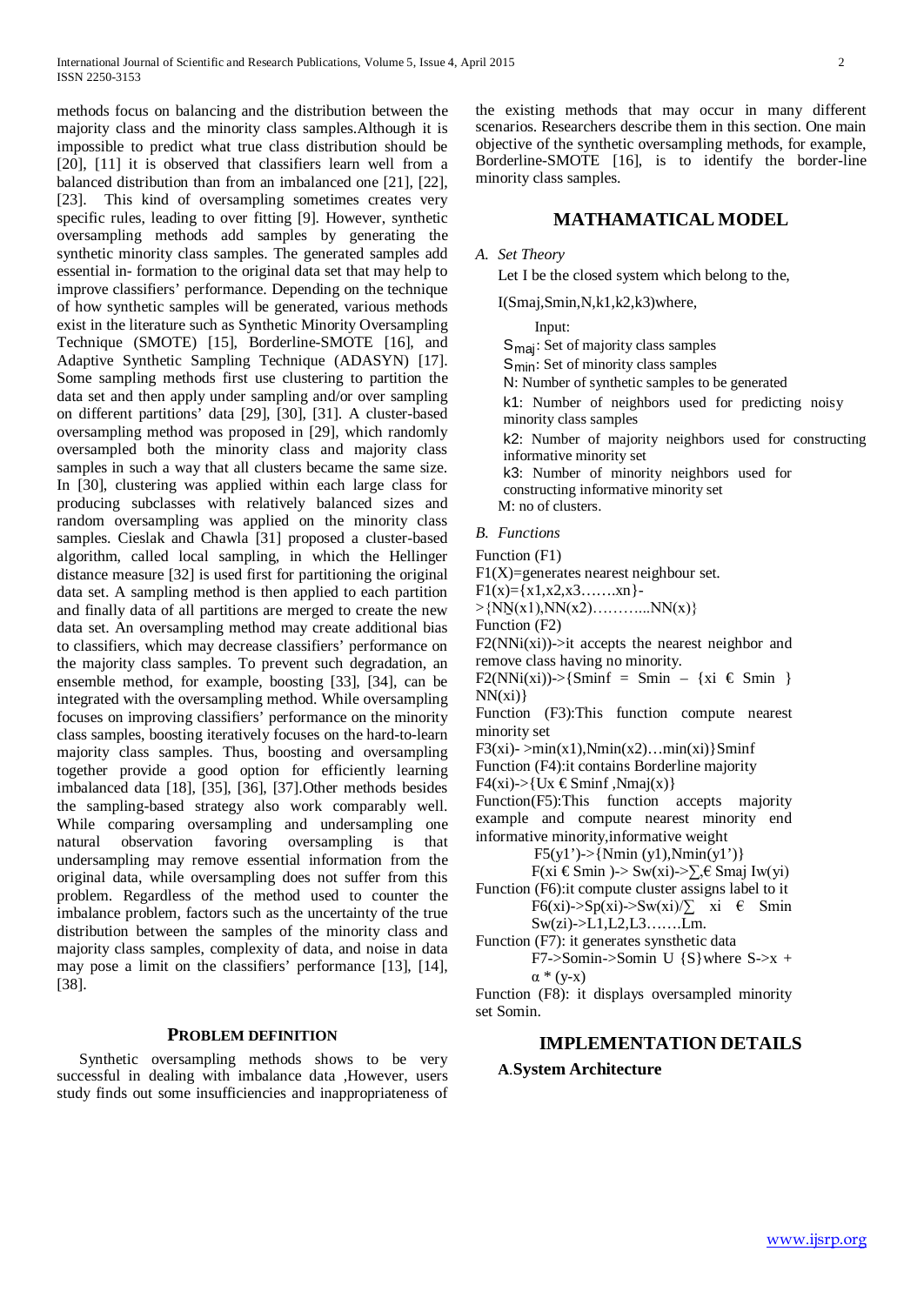methods focus on balancing and the distribution between the majority class and the minority class samples.Although it is impossible to predict what true class distribution should be [20], [11] it is observed that classifiers learn well from a balanced distribution than from an imbalanced one [21], [22], [23]. This kind of oversampling sometimes creates very specific rules, leading to over fitting [9]. However, synthetic oversampling methods add samples by generating the synthetic minority class samples. The generated samples add essential in- formation to the original data set that may help to improve classifiers' performance. Depending on the technique of how synthetic samples will be generated, various methods exist in the literature such as Synthetic Minority Oversampling Technique (SMOTE) [15], Borderline-SMOTE [16], and Adaptive Synthetic Sampling Technique (ADASYN) [17]. Some sampling methods first use clustering to partition the data set and then apply under sampling and/or over sampling on different partitions' data [29], [30], [31]. A cluster-based oversampling method was proposed in [29], which randomly oversampled both the minority class and majority class samples in such a way that all clusters became the same size. In [30], clustering was applied within each large class for producing subclasses with relatively balanced sizes and random oversampling was applied on the minority class samples. Cieslak and Chawla [31] proposed a cluster-based algorithm, called local sampling, in which the Hellinger distance measure [32] is used first for partitioning the original data set. A sampling method is then applied to each partition and finally data of all partitions are merged to create the new data set. An oversampling method may create additional bias to classifiers, which may decrease classifiers' performance on the majority class samples. To prevent such degradation, an ensemble method, for example, boosting [33], [34], can be integrated with the oversampling method. While oversampling focuses on improving classifiers' performance on the minority class samples, boosting iteratively focuses on the hard-to-learn majority class samples. Thus, boosting and oversampling together provide a good option for efficiently learning imbalanced data [18], [35], [36], [37].Other methods besides the sampling-based strategy also work comparably well. While comparing oversampling and undersampling one natural observation favoring oversampling is that undersampling may remove essential information from the original data, while oversampling does not suffer from this problem. Regardless of the method used to counter the imbalance problem, factors such as the uncertainty of the true distribution between the samples of the minority class and majority class samples, complexity of data, and noise in data may pose a limit on the classifiers' performance [13], [14], [38].

## PROBLEM DEFINITION

Synthetic oversampling methods shows to be very successful in dealing with imbalance data ,However, users study finds out some insufficiencies and inappropriateness of the existing methods that may occur in many different scenarios. Researchers describe them in this section. One main objective of the synthetic oversampling methods, for example, Borderline-SMOTE [16], is to identify the border-line minority class samples.

## MATHAMATICAL MODEL

### *A. Set Theory*

Let I be the closed system which belong to the,

I(Smaj,Smin,N,k1,k2,k3)where,

Input:

$S_{maj}$: Set of majority class samples

$S_{min}$: Set of minority class samples

N: Number of synthetic samples to be generated

k1: Number of neighbors used for predicting noisy minority class samples

k2: Number of majority neighbors used for constructing informative minority set

k3: Number of minority neighbors used for constructing informative minority set

M: no of clusters.

### *B. Functions*

Function (F1)

F1(X)=generates nearest neighbour set.

F1(x)={x1,x2,x3…….xn}->{NN(x1),NN(x2)………...NN(x)}

Function (F2)

F2(NNi(xi))->it accepts the nearest neighbor and remove class having no minority.

F2(NNi(xi))->{Sminf = Smin – {xi € Smin } NN(xi)}

Function (F3):This function compute nearest minority set

F3(xi)- >min(x1),Nmin(x2)…min(xi)}Sminf

Function (F4):it contains Borderline majority

F4(xi)->{Ux € Sminf ,Nmaj(x)}

Function(F5):This function accepts majority example and compute nearest minority end informative minority,informative weight

F5(y1')->{Nmin (y1),Nmin(y1')}

F(xi € Smin )-> Sw(xi)->∑,€ Smaj Iw(yi)

Function (F6):it compute cluster assigns label to it

F6(xi)->Sp(xi)->Sw(xi)/∑ xi € Smin Sw(zi)->L1,L2,L3…….Lm.

Function (F7): it generates synsthetic data

F7->Somin->Somin U {S}where S->x + α * (y-x)

Function (F8): it displays oversampled minority set Somin.

## IMPLEMENTATION DETAILS

### A.System Architecture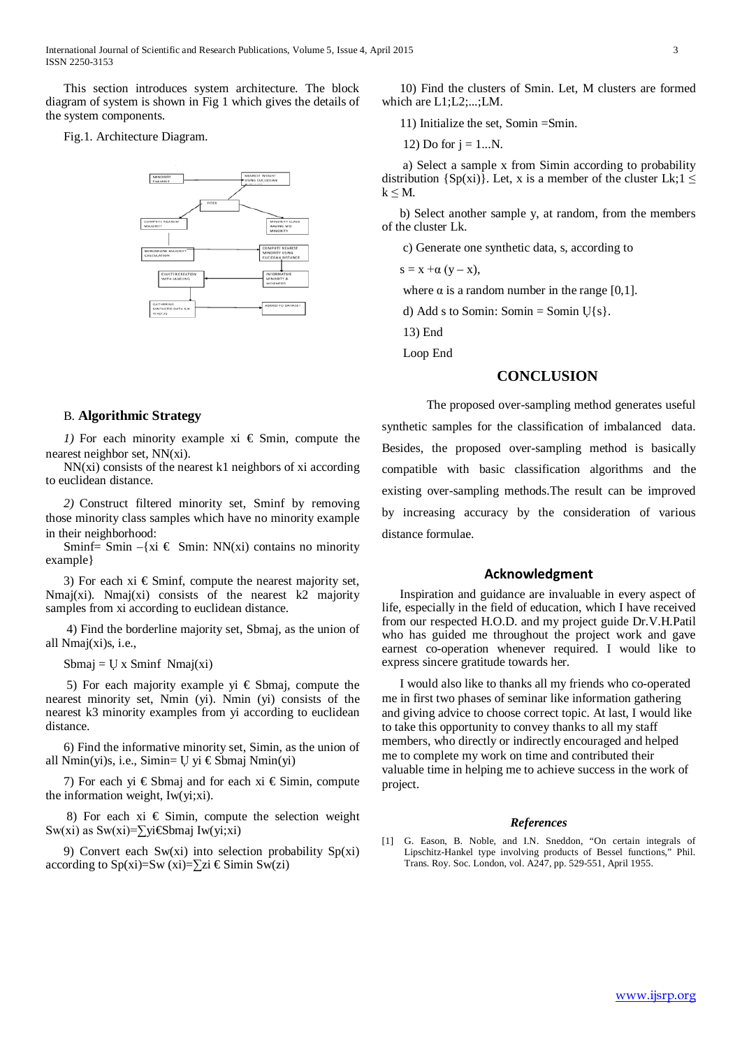This section introduces system architecture. The block diagram of system is shown in Fig 1 which gives the details of the system components.

Fig.1. Architecture Diagram.

### B. **Algorithmic Strategy**

*1)* For each minority example xi € Smin, compute the nearest neighbor set, NN(xi).

NN(xi) consists of the nearest k1 neighbors of xi according to euclidean distance.

*2)* Construct filtered minority set, Sminf by removing those minority class samples which have no minority example in their neighborhood:

Sminf= Smin –{xi € Smin: NN(xi) contains no minority example}

3) For each xi € Sminf, compute the nearest majority set, Nmaj(xi). Nmaj(xi) consists of the nearest k2 majority samples from xi according to euclidean distance.

4) Find the borderline majority set, Sbmaj, as the union of all Nmaj(xi)s, i.e.,

Sbmaj = Ụ x Sminf Nmaj(xi)

5) For each majority example yi € Sbmaj, compute the nearest minority set, Nmin (yi). Nmin (yi) consists of the nearest k3 minority examples from yi according to euclidean distance.

6) Find the informative minority set, Simin, as the union of all Nmin(yi)s, i.e., Simin= Ụ yi € Sbmaj Nmin(yi)

7) For each yi € Sbmaj and for each xi € Simin, compute the information weight, Iw(yi;xi).

8) For each xi € Simin, compute the selection weight Sw(xi) as Sw(xi)=∑yi€Sbmaj Iw(yi;xi)

9) Convert each Sw(xi) into selection probability Sp(xi) according to Sp(xi)=Sw (xi)=∑zi € Simin Sw(zi)

10) Find the clusters of Smin. Let, M clusters are formed which are L1;L2;...;LM.

11) Initialize the set, Somin =Smin.

12) Do for j = 1...N.

a) Select a sample x from Simin according to probability distribution {Sp(xi)}. Let, x is a member of the cluster Lk;1 ≤ k ≤ M.

b) Select another sample y, at random, from the members of the cluster Lk.

c) Generate one synthetic data, s, according to

$s = x + \alpha (y - x)$,

where $\alpha$ is a random number in the range [0,1].

d) Add s to Somin: Somin = Somin Ụ{s}.

13) End

Loop End

## CONCLUSION

The proposed over-sampling method generates useful synthetic samples for the classification of imbalanced data. Besides, the proposed over-sampling method is basically compatible with basic classification algorithms and the existing over-sampling methods.The result can be improved by increasing accuracy by the consideration of various distance formulae.

## Acknowledgment

Inspiration and guidance are invaluable in every aspect of life, especially in the field of education, which I have received from our respected H.O.D. and my project guide Dr.V.H.Patil who has guided me throughout the project work and gave earnest co-operation whenever required. I would like to express sincere gratitude towards her.

I would also like to thanks all my friends who co-operated me in first two phases of seminar like information gathering and giving advice to choose correct topic. At last, I would like to take this opportunity to convey thanks to all my staff members, who directly or indirectly encouraged and helped me to complete my work on time and contributed their valuable time in helping me to achieve success in the work of project.

### *References*

[1] G. Eason, B. Noble, and I.N. Sneddon, "On certain integrals of Lipschitz-Hankel type involving products of Bessel functions," Phil. Trans. Roy. Soc. London, vol. A247, pp. 529-551, April 1955.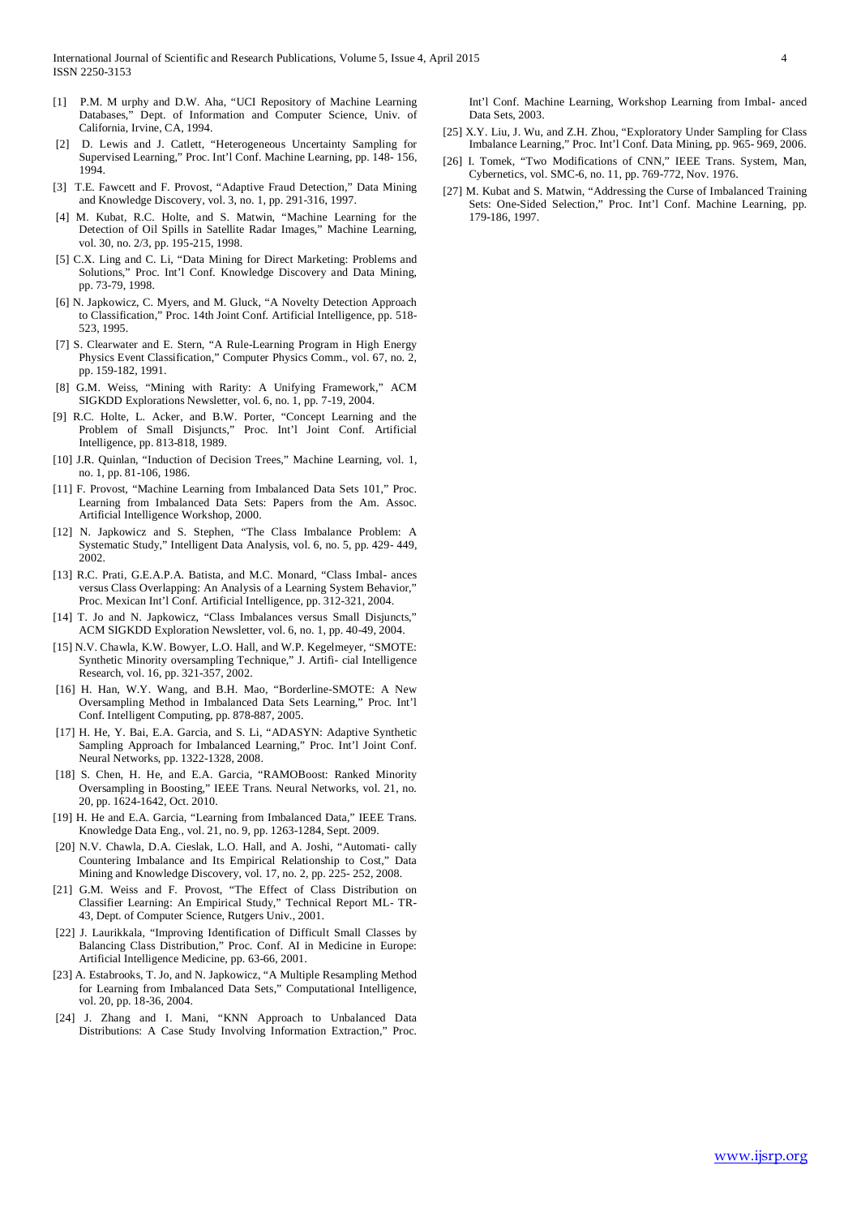[1] P.M. M urphy and D.W. Aha, "UCI Repository of Machine Learning Databases," Dept. of Information and Computer Science, Univ. of California, Irvine, CA, 1994.

[2] D. Lewis and J. Catlett, "Heterogeneous Uncertainty Sampling for Supervised Learning," Proc. Int'l Conf. Machine Learning, pp. 148- 156, 1994.

[3] T.E. Fawcett and F. Provost, "Adaptive Fraud Detection," Data Mining and Knowledge Discovery, vol. 3, no. 1, pp. 291-316, 1997.

[4] M. Kubat, R.C. Holte, and S. Matwin, "Machine Learning for the Detection of Oil Spills in Satellite Radar Images," Machine Learning, vol. 30, no. 2/3, pp. 195-215, 1998.

[5] C.X. Ling and C. Li, "Data Mining for Direct Marketing: Problems and Solutions," Proc. Int'l Conf. Knowledge Discovery and Data Mining, pp. 73-79, 1998.

[6] N. Japkowicz, C. Myers, and M. Gluck, "A Novelty Detection Approach to Classification," Proc. 14th Joint Conf. Artificial Intelligence, pp. 518-523, 1995.

[7] S. Clearwater and E. Stern, "A Rule-Learning Program in High Energy Physics Event Classification," Computer Physics Comm., vol. 67, no. 2, pp. 159-182, 1991.

[8] G.M. Weiss, "Mining with Rarity: A Unifying Framework," ACM SIGKDD Explorations Newsletter, vol. 6, no. 1, pp. 7-19, 2004.

[9] R.C. Holte, L. Acker, and B.W. Porter, "Concept Learning and the Problem of Small Disjuncts," Proc. Int'l Joint Conf. Artificial Intelligence, pp. 813-818, 1989.

[10] J.R. Quinlan, "Induction of Decision Trees," Machine Learning, vol. 1, no. 1, pp. 81-106, 1986.

[11] F. Provost, "Machine Learning from Imbalanced Data Sets 101," Proc. Learning from Imbalanced Data Sets: Papers from the Am. Assoc. Artificial Intelligence Workshop, 2000.

[12] N. Japkowicz and S. Stephen, "The Class Imbalance Problem: A Systematic Study," Intelligent Data Analysis, vol. 6, no. 5, pp. 429- 449, 2002.

[13] R.C. Prati, G.E.A.P.A. Batista, and M.C. Monard, "Class Imbal- ances versus Class Overlapping: An Analysis of a Learning System Behavior," Proc. Mexican Int'l Conf. Artificial Intelligence, pp. 312-321, 2004.

[14] T. Jo and N. Japkowicz, "Class Imbalances versus Small Disjuncts," ACM SIGKDD Exploration Newsletter, vol. 6, no. 1, pp. 40-49, 2004.

[15] N.V. Chawla, K.W. Bowyer, L.O. Hall, and W.P. Kegelmeyer, "SMOTE: Synthetic Minority oversampling Technique," J. Artifi- cial Intelligence Research, vol. 16, pp. 321-357, 2002.

[16] H. Han, W.Y. Wang, and B.H. Mao, "Borderline-SMOTE: A New Oversampling Method in Imbalanced Data Sets Learning," Proc. Int'l Conf. Intelligent Computing, pp. 878-887, 2005.

[17] H. He, Y. Bai, E.A. Garcia, and S. Li, "ADASYN: Adaptive Synthetic Sampling Approach for Imbalanced Learning," Proc. Int'l Joint Conf. Neural Networks, pp. 1322-1328, 2008.

[18] S. Chen, H. He, and E.A. Garcia, "RAMOBoost: Ranked Minority Oversampling in Boosting," IEEE Trans. Neural Networks, vol. 21, no. 20, pp. 1624-1642, Oct. 2010.

[19] H. He and E.A. Garcia, "Learning from Imbalanced Data," IEEE Trans. Knowledge Data Eng., vol. 21, no. 9, pp. 1263-1284, Sept. 2009.

[20] N.V. Chawla, D.A. Cieslak, L.O. Hall, and A. Joshi, "Automati- cally Countering Imbalance and Its Empirical Relationship to Cost," Data Mining and Knowledge Discovery, vol. 17, no. 2, pp. 225- 252, 2008.

[21] G.M. Weiss and F. Provost, "The Effect of Class Distribution on Classifier Learning: An Empirical Study," Technical Report ML- TR-43, Dept. of Computer Science, Rutgers Univ., 2001.

[22] J. Laurikkala, "Improving Identification of Difficult Small Classes by Balancing Class Distribution," Proc. Conf. AI in Medicine in Europe: Artificial Intelligence Medicine, pp. 63-66, 2001.

[23] A. Estabrooks, T. Jo, and N. Japkowicz, "A Multiple Resampling Method for Learning from Imbalanced Data Sets," Computational Intelligence, vol. 20, pp. 18-36, 2004.

[24] J. Zhang and I. Mani, "KNN Approach to Unbalanced Data Distributions: A Case Study Involving Information Extraction," Proc. Int'l Conf. Machine Learning, Workshop Learning from Imbal- anced Data Sets, 2003.

[25] X.Y. Liu, J. Wu, and Z.H. Zhou, "Exploratory Under Sampling for Class Imbalance Learning," Proc. Int'l Conf. Data Mining, pp. 965- 969, 2006.

[26] I. Tomek, "Two Modifications of CNN," IEEE Trans. System, Man, Cybernetics, vol. SMC-6, no. 11, pp. 769-772, Nov. 1976.

[27] M. Kubat and S. Matwin, "Addressing the Curse of Imbalanced Training Sets: One-Sided Selection," Proc. Int'l Conf. Machine Learning, pp. 179-186, 1997.